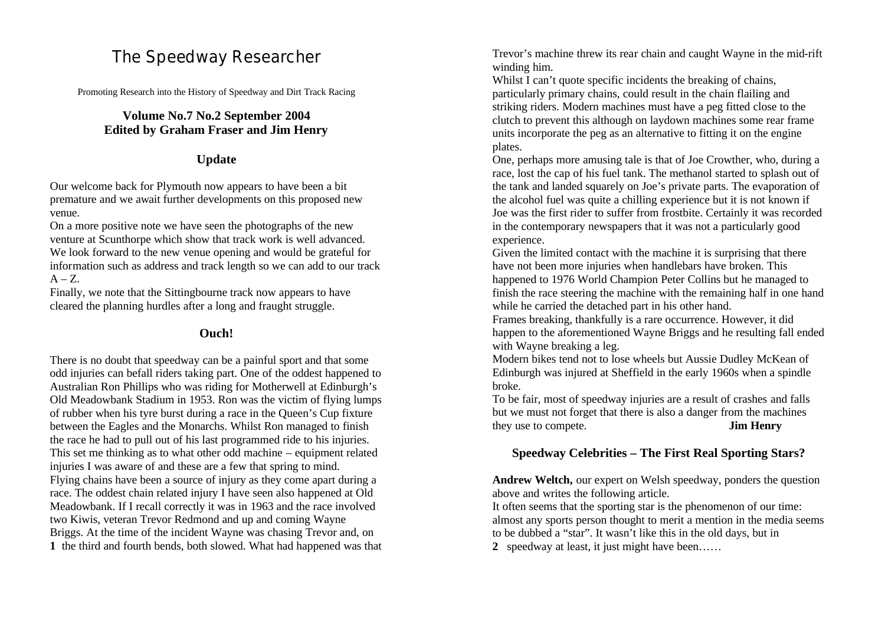# The Speedway Researcher

Promoting Research into the History of Speedway and Dirt Track Racing

**Volume No.7 No.2 September 2004**
**Edited by Graham Fraser and Jim Henry**

## Update

Our welcome back for Plymouth now appears to have been a bit premature and we await further developments on this proposed new venue.

On a more positive note we have seen the photographs of the new venture at Scunthorpe which show that track work is well advanced. We look forward to the new venue opening and would be grateful for information such as address and track length so we can add to our track A – Z.

Finally, we note that the Sittingbourne track now appears to have cleared the planning hurdles after a long and fraught struggle.

## Ouch!

There is no doubt that speedway can be a painful sport and that some odd injuries can befall riders taking part. One of the oddest happened to Australian Ron Phillips who was riding for Motherwell at Edinburgh's Old Meadowbank Stadium in 1953. Ron was the victim of flying lumps of rubber when his tyre burst during a race in the Queen's Cup fixture between the Eagles and the Monarchs. Whilst Ron managed to finish the race he had to pull out of his last programmed ride to his injuries.

This set me thinking as to what other odd machine – equipment related injuries I was aware of and these are a few that spring to mind.

Flying chains have been a source of injury as they come apart during a race. The oddest chain related injury I have seen also happened at Old Meadowbank. If I recall correctly it was in 1963 and the race involved two Kiwis, veteran Trevor Redmond and up and coming Wayne Briggs. At the time of the incident Wayne was chasing Trevor and, on the third and fourth bends, both slowed. What had happened was that Trevor's machine threw its rear chain and caught Wayne in the mid-rift winding him.

Whilst I can't quote specific incidents the breaking of chains, particularly primary chains, could result in the chain flailing and striking riders. Modern machines must have a peg fitted close to the clutch to prevent this although on laydown machines some rear frame units incorporate the peg as an alternative to fitting it on the engine plates.

One, perhaps more amusing tale is that of Joe Crowther, who, during a race, lost the cap of his fuel tank. The methanol started to splash out of the tank and landed squarely on Joe's private parts. The evaporation of the alcohol fuel was quite a chilling experience but it is not known if Joe was the first rider to suffer from frostbite. Certainly it was recorded in the contemporary newspapers that it was not a particularly good experience.

Given the limited contact with the machine it is surprising that there have not been more injuries when handlebars have broken. This happened to 1976 World Champion Peter Collins but he managed to finish the race steering the machine with the remaining half in one hand while he carried the detached part in his other hand.

Frames breaking, thankfully is a rare occurrence. However, it did happen to the aforementioned Wayne Briggs and he resulting fall ended with Wayne breaking a leg.

Modern bikes tend not to lose wheels but Aussie Dudley McKean of Edinburgh was injured at Sheffield in the early 1960s when a spindle broke.

To be fair, most of speedway injuries are a result of crashes and falls but we must not forget that there is also a danger from the machines they use to compete.

**Jim Henry**

## Speedway Celebrities – The First Real Sporting Stars?

**Andrew Weltch,** our expert on Welsh speedway, ponders the question above and writes the following article.

It often seems that the sporting star is the phenomenon of our time: almost any sports person thought to merit a mention in the media seems to be dubbed a "star". It wasn't like this in the old days, but in speedway at least, it just might have been……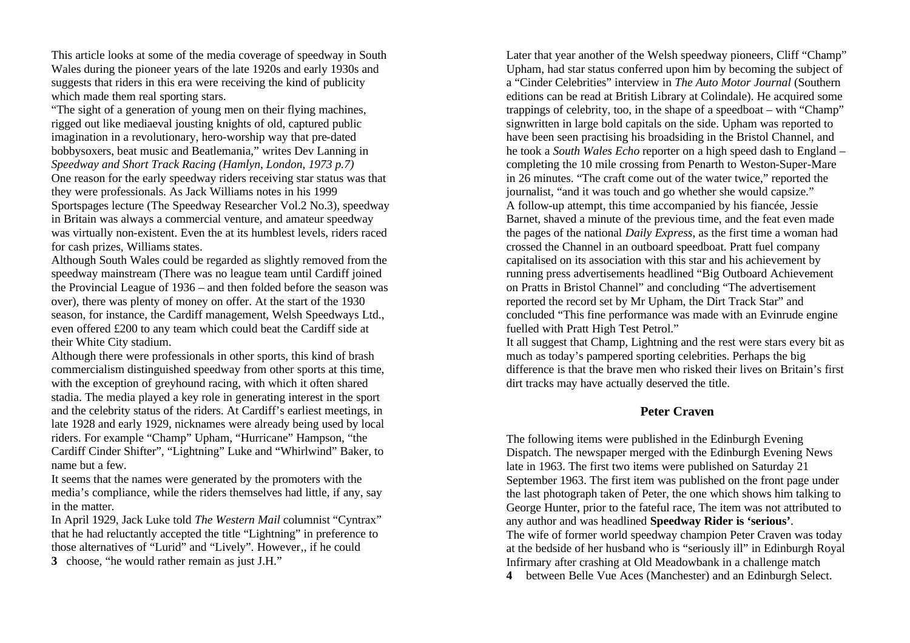This article looks at some of the media coverage of speedway in South Wales during the pioneer years of the late 1920s and early 1930s and suggests that riders in this era were receiving the kind of publicity which made them real sporting stars.

"The sight of a generation of young men on their flying machines, rigged out like mediaeval jousting knights of old, captured public imagination in a revolutionary, hero-worship way that pre-dated bobbysoxers, beat music and Beatlemania," writes Dev Lanning in *Speedway and Short Track Racing (Hamlyn, London, 1973 p.7)*

One reason for the early speedway riders receiving star status was that they were professionals. As Jack Williams notes in his 1999 Sportspages lecture (The Speedway Researcher Vol.2 No.3), speedway in Britain was always a commercial venture, and amateur speedway was virtually non-existent. Even the at its humblest levels, riders raced for cash prizes, Williams states.

Although South Wales could be regarded as slightly removed from the speedway mainstream (There was no league team until Cardiff joined the Provincial League of 1936 – and then folded before the season was over), there was plenty of money on offer. At the start of the 1930 season, for instance, the Cardiff management, Welsh Speedways Ltd., even offered £200 to any team which could beat the Cardiff side at their White City stadium.

Although there were professionals in other sports, this kind of brash commercialism distinguished speedway from other sports at this time, with the exception of greyhound racing, with which it often shared stadia. The media played a key role in generating interest in the sport and the celebrity status of the riders. At Cardiff's earliest meetings, in late 1928 and early 1929, nicknames were already being used by local riders. For example "Champ" Upham, "Hurricane" Hampson, "the Cardiff Cinder Shifter", "Lightning" Luke and "Whirlwind" Baker, to name but a few.

It seems that the names were generated by the promoters with the media's compliance, while the riders themselves had little, if any, say in the matter.

In April 1929, Jack Luke told *The Western Mail* columnist "Cyntrax" that he had reluctantly accepted the title "Lightning" in preference to those alternatives of "Lurid" and "Lively". However,, if he could choose, "he would rather remain as just J.H."

Later that year another of the Welsh speedway pioneers, Cliff "Champ" Upham, had star status conferred upon him by becoming the subject of a "Cinder Celebrities" interview in *The Auto Motor Journal* (Southern editions can be read at British Library at Colindale). He acquired some trappings of celebrity, too, in the shape of a speedboat – with "Champ" signwritten in large bold capitals on the side. Upham was reported to have been seen practising his broadsiding in the Bristol Channel, and he took a *South Wales Echo* reporter on a high speed dash to England – completing the 10 mile crossing from Penarth to Weston-Super-Mare in 26 minutes. "The craft come out of the water twice," reported the journalist, "and it was touch and go whether she would capsize."

A follow-up attempt, this time accompanied by his fiancée, Jessie Barnet, shaved a minute of the previous time, and the feat even made the pages of the national *Daily Express*, as the first time a woman had crossed the Channel in an outboard speedboat. Pratt fuel company capitalised on its association with this star and his achievement by running press advertisements headlined "Big Outboard Achievement on Pratts in Bristol Channel" and concluding "The advertisement reported the record set by Mr Upham, the Dirt Track Star" and concluded "This fine performance was made with an Evinrude engine fuelled with Pratt High Test Petrol."

It all suggest that Champ, Lightning and the rest were stars every bit as much as today's pampered sporting celebrities. Perhaps the big difference is that the brave men who risked their lives on Britain's first dirt tracks may have actually deserved the title.

## Peter Craven

The following items were published in the Edinburgh Evening Dispatch. The newspaper merged with the Edinburgh Evening News late in 1963. The first two items were published on Saturday 21 September 1963. The first item was published on the front page under the last photograph taken of Peter, the one which shows him talking to George Hunter, prior to the fateful race, The item was not attributed to any author and was headlined **Speedway Rider is 'serious'**.

The wife of former world speedway champion Peter Craven was today at the bedside of her husband who is "seriously ill" in Edinburgh Royal Infirmary after crashing at Old Meadowbank in a challenge match between Belle Vue Aces (Manchester) and an Edinburgh Select.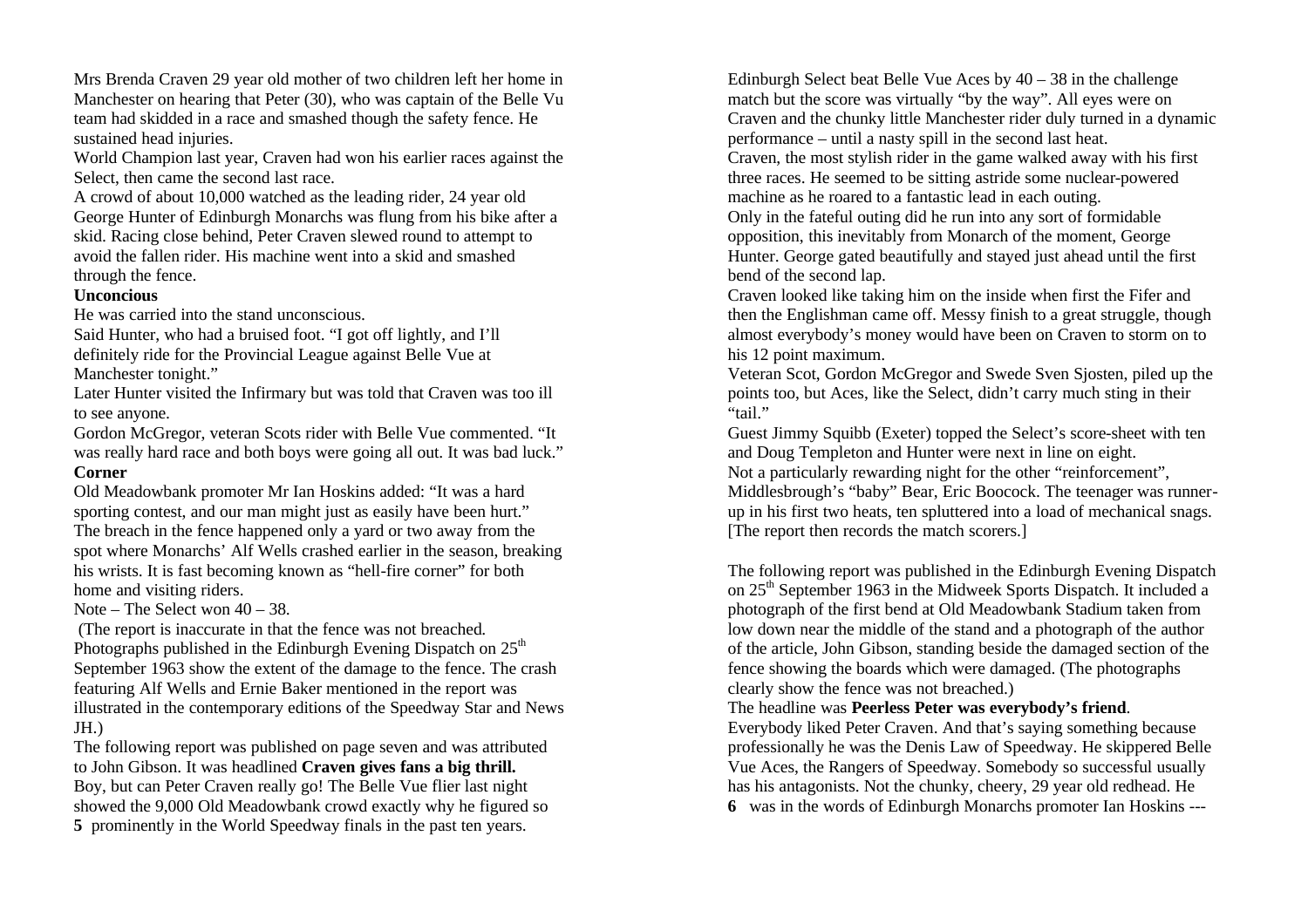Mrs Brenda Craven 29 year old mother of two children left her home in Manchester on hearing that Peter (30), who was captain of the Belle Vu team had skidded in a race and smashed though the safety fence. He sustained head injuries.

World Champion last year, Craven had won his earlier races against the Select, then came the second last race.

A crowd of about 10,000 watched as the leading rider, 24 year old George Hunter of Edinburgh Monarchs was flung from his bike after a skid. Racing close behind, Peter Craven slewed round to attempt to avoid the fallen rider. His machine went into a skid and smashed through the fence.

**Unconcious**

He was carried into the stand unconscious.

Said Hunter, who had a bruised foot. "I got off lightly, and I'll definitely ride for the Provincial League against Belle Vue at Manchester tonight."

Later Hunter visited the Infirmary but was told that Craven was too ill to see anyone.

Gordon McGregor, veteran Scots rider with Belle Vue commented. "It was really hard race and both boys were going all out. It was bad luck."

**Corner**

Old Meadowbank promoter Mr Ian Hoskins added: "It was a hard sporting contest, and our man might just as easily have been hurt."

The breach in the fence happened only a yard or two away from the spot where Monarchs' Alf Wells crashed earlier in the season, breaking his wrists. It is fast becoming known as "hell-fire corner" for both home and visiting riders.

Note – The Select won 40 – 38.

(The report is inaccurate in that the fence was not breached. Photographs published in the Edinburgh Evening Dispatch on 25th September 1963 show the extent of the damage to the fence. The crash featuring Alf Wells and Ernie Baker mentioned in the report was illustrated in the contemporary editions of the Speedway Star and News JH.)

The following report was published on page seven and was attributed to John Gibson. It was headlined **Craven gives fans a big thrill.**

Boy, but can Peter Craven really go! The Belle Vue flier last night showed the 9,000 Old Meadowbank crowd exactly why he figured so prominently in the World Speedway finals in the past ten years.

Edinburgh Select beat Belle Vue Aces by 40 – 38 in the challenge match but the score was virtually "by the way". All eyes were on Craven and the chunky little Manchester rider duly turned in a dynamic performance – until a nasty spill in the second last heat.

Craven, the most stylish rider in the game walked away with his first three races. He seemed to be sitting astride some nuclear-powered machine as he roared to a fantastic lead in each outing.

Only in the fateful outing did he run into any sort of formidable opposition, this inevitably from Monarch of the moment, George Hunter. George gated beautifully and stayed just ahead until the first bend of the second lap.

Craven looked like taking him on the inside when first the Fifer and then the Englishman came off. Messy finish to a great struggle, though almost everybody's money would have been on Craven to storm on to his 12 point maximum.

Veteran Scot, Gordon McGregor and Swede Sven Sjosten, piled up the points too, but Aces, like the Select, didn't carry much sting in their "tail."

Guest Jimmy Squibb (Exeter) topped the Select's score-sheet with ten and Doug Templeton and Hunter were next in line on eight.

Not a particularly rewarding night for the other "reinforcement", Middlesbrough's "baby" Bear, Eric Boocock. The teenager was runner-up in his first two heats, ten spluttered into a load of mechanical snags.

[The report then records the match scorers.]

The following report was published in the Edinburgh Evening Dispatch on 25th September 1963 in the Midweek Sports Dispatch. It included a photograph of the first bend at Old Meadowbank Stadium taken from low down near the middle of the stand and a photograph of the author of the article, John Gibson, standing beside the damaged section of the fence showing the boards which were damaged. (The photographs clearly show the fence was not breached.)

The headline was **Peerless Peter was everybody's friend**.

Everybody liked Peter Craven. And that's saying something because professionally he was the Denis Law of Speedway. He skippered Belle Vue Aces, the Rangers of Speedway. Somebody so successful usually has his antagonists. Not the chunky, cheery, 29 year old redhead. He was in the words of Edinburgh Monarchs promoter Ian Hoskins ---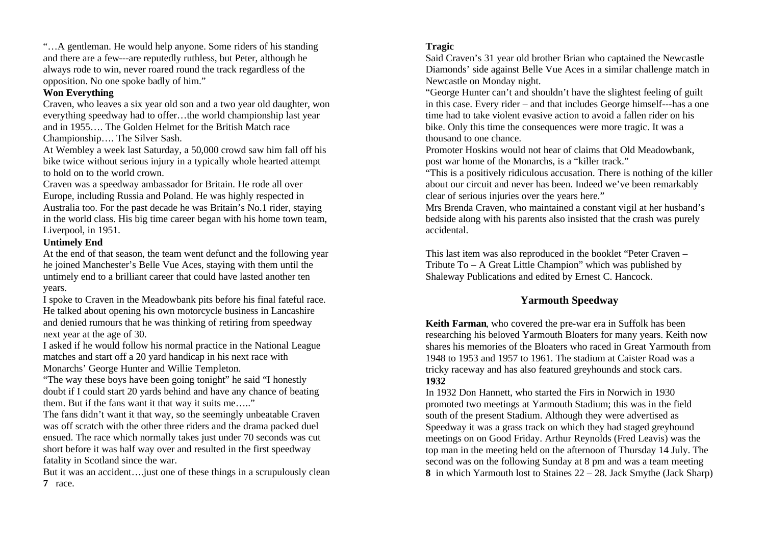"…A gentleman. He would help anyone. Some riders of his standing and there are a few---are reputedly ruthless, but Peter, although he always rode to win, never roared round the track regardless of the opposition. No one spoke badly of him."

**Won Everything**

Craven, who leaves a six year old son and a two year old daughter, won everything speedway had to offer…the world championship last year and in 1955…. The Golden Helmet for the British Match race Championship…. The Silver Sash.

At Wembley a week last Saturday, a 50,000 crowd saw him fall off his bike twice without serious injury in a typically whole hearted attempt to hold on to the world crown.

Craven was a speedway ambassador for Britain. He rode all over Europe, including Russia and Poland. He was highly respected in Australia too. For the past decade he was Britain's No.1 rider, staying in the world class. His big time career began with his home town team, Liverpool, in 1951.

**Untimely End**

At the end of that season, the team went defunct and the following year he joined Manchester's Belle Vue Aces, staying with them until the untimely end to a brilliant career that could have lasted another ten years.

I spoke to Craven in the Meadowbank pits before his final fateful race. He talked about opening his own motorcycle business in Lancashire and denied rumours that he was thinking of retiring from speedway next year at the age of 30.

I asked if he would follow his normal practice in the National League matches and start off a 20 yard handicap in his next race with Monarchs' George Hunter and Willie Templeton.

"The way these boys have been going tonight" he said "I honestly doubt if I could start 20 yards behind and have any chance of beating them. But if the fans want it that way it suits me….."

The fans didn't want it that way, so the seemingly unbeatable Craven was off scratch with the other three riders and the drama packed duel ensued. The race which normally takes just under 70 seconds was cut short before it was half way over and resulted in the first speedway fatality in Scotland since the war.

But it was an accident….just one of these things in a scrupulously clean race.

**Tragic**

Said Craven's 31 year old brother Brian who captained the Newcastle Diamonds' side against Belle Vue Aces in a similar challenge match in Newcastle on Monday night.

"George Hunter can't and shouldn't have the slightest feeling of guilt in this case. Every rider – and that includes George himself---has a one time had to take violent evasive action to avoid a fallen rider on his bike. Only this time the consequences were more tragic. It was a thousand to one chance.

Promoter Hoskins would not hear of claims that Old Meadowbank, post war home of the Monarchs, is a "killer track."

"This is a positively ridiculous accusation. There is nothing of the killer about our circuit and never has been. Indeed we've been remarkably clear of serious injuries over the years here."

Mrs Brenda Craven, who maintained a constant vigil at her husband's bedside along with his parents also insisted that the crash was purely accidental.

This last item was also reproduced in the booklet "Peter Craven – Tribute To – A Great Little Champion" which was published by Shaleway Publications and edited by Ernest C. Hancock.

## Yarmouth Speedway

**Keith Farman**, who covered the pre-war era in Suffolk has been researching his beloved Yarmouth Bloaters for many years. Keith now shares his memories of the Bloaters who raced in Great Yarmouth from 1948 to 1953 and 1957 to 1961. The stadium at Caister Road was a tricky raceway and has also featured greyhounds and stock cars.

**1932**

In 1932 Don Hannett, who started the Firs in Norwich in 1930 promoted two meetings at Yarmouth Stadium; this was in the field south of the present Stadium. Although they were advertised as Speedway it was a grass track on which they had staged greyhound meetings on on Good Friday. Arthur Reynolds (Fred Leavis) was the top man in the meeting held on the afternoon of Thursday 14 July. The second was on the following Sunday at 8 pm and was a team meeting in which Yarmouth lost to Staines 22 – 28. Jack Smythe (Jack Sharp)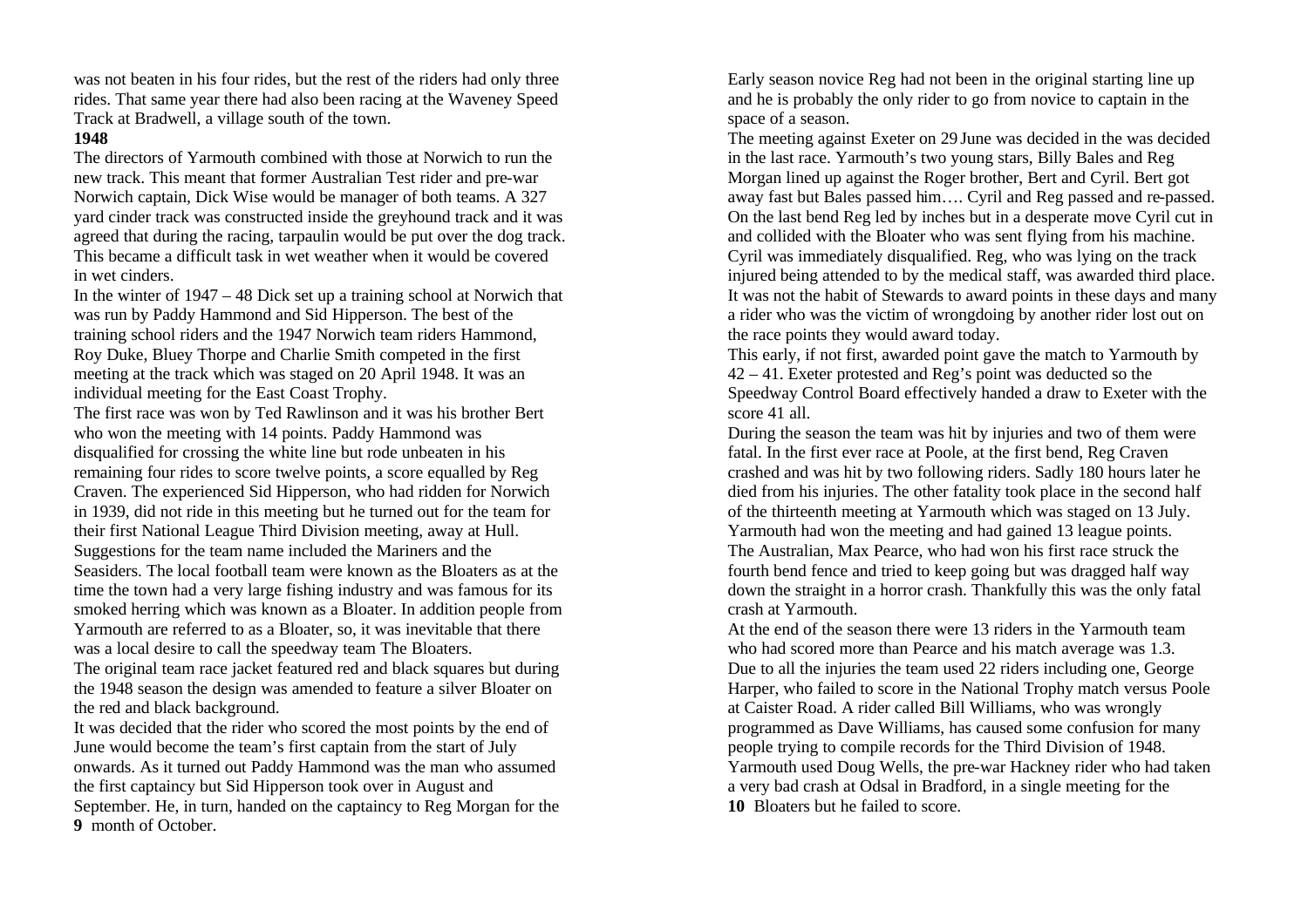was not beaten in his four rides, but the rest of the riders had only three rides. That same year there had also been racing at the Waveney Speed Track at Bradwell, a village south of the town.

**1948**

The directors of Yarmouth combined with those at Norwich to run the new track. This meant that former Australian Test rider and pre-war Norwich captain, Dick Wise would be manager of both teams. A 327 yard cinder track was constructed inside the greyhound track and it was agreed that during the racing, tarpaulin would be put over the dog track. This became a difficult task in wet weather when it would be covered in wet cinders.

In the winter of 1947 – 48 Dick set up a training school at Norwich that was run by Paddy Hammond and Sid Hipperson. The best of the training school riders and the 1947 Norwich team riders Hammond, Roy Duke, Bluey Thorpe and Charlie Smith competed in the first meeting at the track which was staged on 20 April 1948. It was an individual meeting for the East Coast Trophy.

The first race was won by Ted Rawlinson and it was his brother Bert who won the meeting with 14 points. Paddy Hammond was disqualified for crossing the white line but rode unbeaten in his remaining four rides to score twelve points, a score equalled by Reg Craven. The experienced Sid Hipperson, who had ridden for Norwich in 1939, did not ride in this meeting but he turned out for the team for their first National League Third Division meeting, away at Hull.

Suggestions for the team name included the Mariners and the Seasiders. The local football team were known as the Bloaters as at the time the town had a very large fishing industry and was famous for its smoked herring which was known as a Bloater. In addition people from Yarmouth are referred to as a Bloater, so, it was inevitable that there was a local desire to call the speedway team The Bloaters.

The original team race jacket featured red and black squares but during the 1948 season the design was amended to feature a silver Bloater on the red and black background.

It was decided that the rider who scored the most points by the end of June would become the team's first captain from the start of July onwards. As it turned out Paddy Hammond was the man who assumed the first captaincy but Sid Hipperson took over in August and September. He, in turn, handed on the captaincy to Reg Morgan for the month of October.

Early season novice Reg had not been in the original starting line up and he is probably the only rider to go from novice to captain in the space of a season.

The meeting against Exeter on 29 June was decided in the was decided in the last race. Yarmouth's two young stars, Billy Bales and Reg Morgan lined up against the Roger brother, Bert and Cyril. Bert got away fast but Bales passed him…. Cyril and Reg passed and re-passed. On the last bend Reg led by inches but in a desperate move Cyril cut in and collided with the Bloater who was sent flying from his machine. Cyril was immediately disqualified. Reg, who was lying on the track injured being attended to by the medical staff, was awarded third place. It was not the habit of Stewards to award points in these days and many a rider who was the victim of wrongdoing by another rider lost out on the race points they would award today.

This early, if not first, awarded point gave the match to Yarmouth by 42 – 41. Exeter protested and Reg's point was deducted so the Speedway Control Board effectively handed a draw to Exeter with the score 41 all.

During the season the team was hit by injuries and two of them were fatal. In the first ever race at Poole, at the first bend, Reg Craven crashed and was hit by two following riders. Sadly 180 hours later he died from his injuries. The other fatality took place in the second half of the thirteenth meeting at Yarmouth which was staged on 13 July. Yarmouth had won the meeting and had gained 13 league points. The Australian, Max Pearce, who had won his first race struck the fourth bend fence and tried to keep going but was dragged half way down the straight in a horror crash. Thankfully this was the only fatal crash at Yarmouth.

At the end of the season there were 13 riders in the Yarmouth team who had scored more than Pearce and his match average was 1.3. Due to all the injuries the team used 22 riders including one, George Harper, who failed to score in the National Trophy match versus Poole at Caister Road. A rider called Bill Williams, who was wrongly programmed as Dave Williams, has caused some confusion for many people trying to compile records for the Third Division of 1948. Yarmouth used Doug Wells, the pre-war Hackney rider who had taken a very bad crash at Odsal in Bradford, in a single meeting for the Bloaters but he failed to score.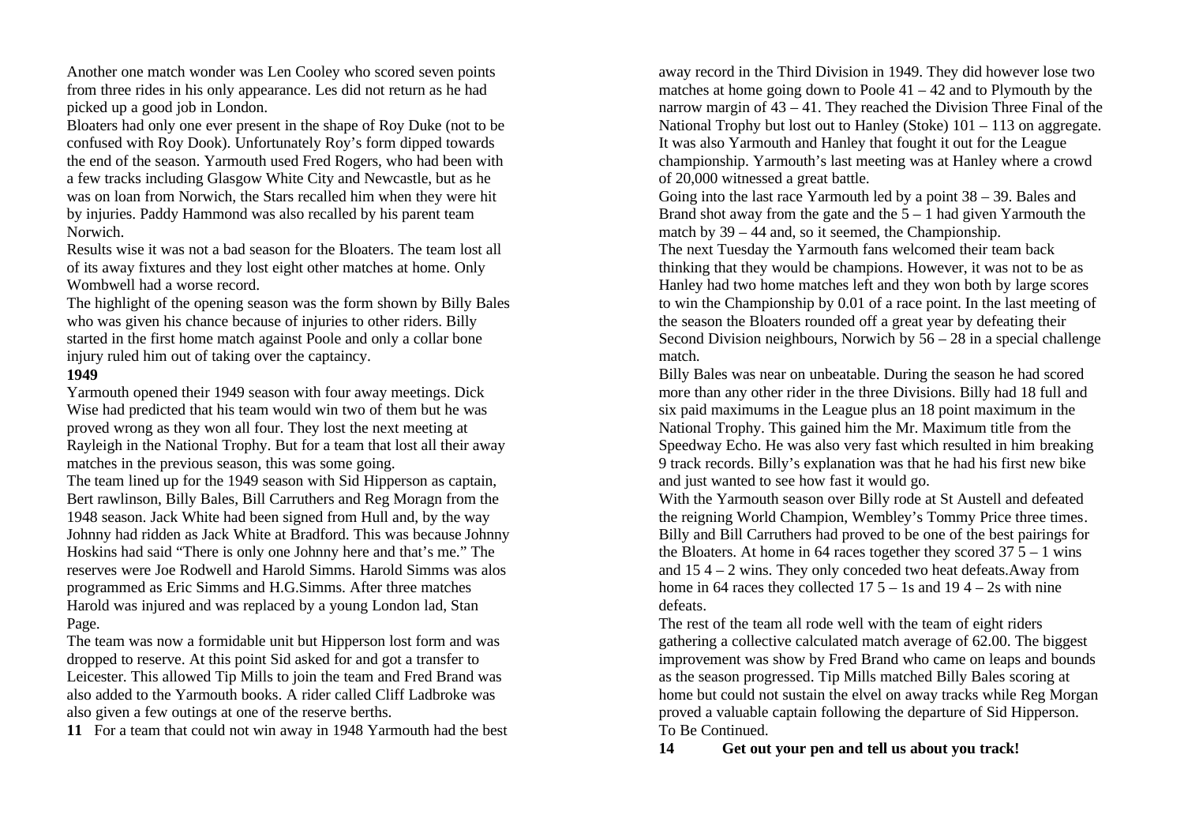Another one match wonder was Len Cooley who scored seven points from three rides in his only appearance. Les did not return as he had picked up a good job in London.

Bloaters had only one ever present in the shape of Roy Duke (not to be confused with Roy Dook). Unfortunately Roy's form dipped towards the end of the season. Yarmouth used Fred Rogers, who had been with a few tracks including Glasgow White City and Newcastle, but as he was on loan from Norwich, the Stars recalled him when they were hit by injuries. Paddy Hammond was also recalled by his parent team Norwich.

Results wise it was not a bad season for the Bloaters. The team lost all of its away fixtures and they lost eight other matches at home. Only Wombwell had a worse record.

The highlight of the opening season was the form shown by Billy Bales who was given his chance because of injuries to other riders. Billy started in the first home match against Poole and only a collar bone injury ruled him out of taking over the captaincy.

**1949**

Yarmouth opened their 1949 season with four away meetings. Dick Wise had predicted that his team would win two of them but he was proved wrong as they won all four. They lost the next meeting at Rayleigh in the National Trophy. But for a team that lost all their away matches in the previous season, this was some going.

The team lined up for the 1949 season with Sid Hipperson as captain, Bert rawlinson, Billy Bales, Bill Carruthers and Reg Moragn from the 1948 season. Jack White had been signed from Hull and, by the way Johnny had ridden as Jack White at Bradford. This was because Johnny Hoskins had said "There is only one Johnny here and that's me." The reserves were Joe Rodwell and Harold Simms. Harold Simms was alos programmed as Eric Simms and H.G.Simms. After three matches Harold was injured and was replaced by a young London lad, Stan Page.

The team was now a formidable unit but Hipperson lost form and was dropped to reserve. At this point Sid asked for and got a transfer to Leicester. This allowed Tip Mills to join the team and Fred Brand was also added to the Yarmouth books. A rider called Cliff Ladbroke was also given a few outings at one of the reserve berths.

For a team that could not win away in 1948 Yarmouth had the best away record in the Third Division in 1949. They did however lose two matches at home going down to Poole 41 – 42 and to Plymouth by the narrow margin of 43 – 41. They reached the Division Three Final of the National Trophy but lost out to Hanley (Stoke) 101 – 113 on aggregate. It was also Yarmouth and Hanley that fought it out for the League championship. Yarmouth's last meeting was at Hanley where a crowd of 20,000 witnessed a great battle.

Going into the last race Yarmouth led by a point 38 – 39. Bales and Brand shot away from the gate and the 5 – 1 had given Yarmouth the match by 39 – 44 and, so it seemed, the Championship.

The next Tuesday the Yarmouth fans welcomed their team back thinking that they would be champions. However, it was not to be as Hanley had two home matches left and they won both by large scores to win the Championship by 0.01 of a race point. In the last meeting of the season the Bloaters rounded off a great year by defeating their Second Division neighbours, Norwich by 56 – 28 in a special challenge match.

Billy Bales was near on unbeatable. During the season he had scored more than any other rider in the three Divisions. Billy had 18 full and six paid maximums in the League plus an 18 point maximum in the National Trophy. This gained him the Mr. Maximum title from the Speedway Echo. He was also very fast which resulted in him breaking 9 track records. Billy's explanation was that he had his first new bike and just wanted to see how fast it would go.

With the Yarmouth season over Billy rode at St Austell and defeated the reigning World Champion, Wembley's Tommy Price three times. Billy and Bill Carruthers had proved to be one of the best pairings for the Bloaters. At home in 64 races together they scored 37 5 – 1 wins and 15 4 – 2 wins. They only conceded two heat defeats.Away from home in 64 races they collected 17 5 – 1s and 19 4 – 2s with nine defeats.

The rest of the team all rode well with the team of eight riders gathering a collective calculated match average of 62.00. The biggest improvement was show by Fred Brand who came on leaps and bounds as the season progressed. Tip Mills matched Billy Bales scoring at home but could not sustain the elvel on away tracks while Reg Morgan proved a valuable captain following the departure of Sid Hipperson.

To Be Continued.

**Get out your pen and tell us about you track!**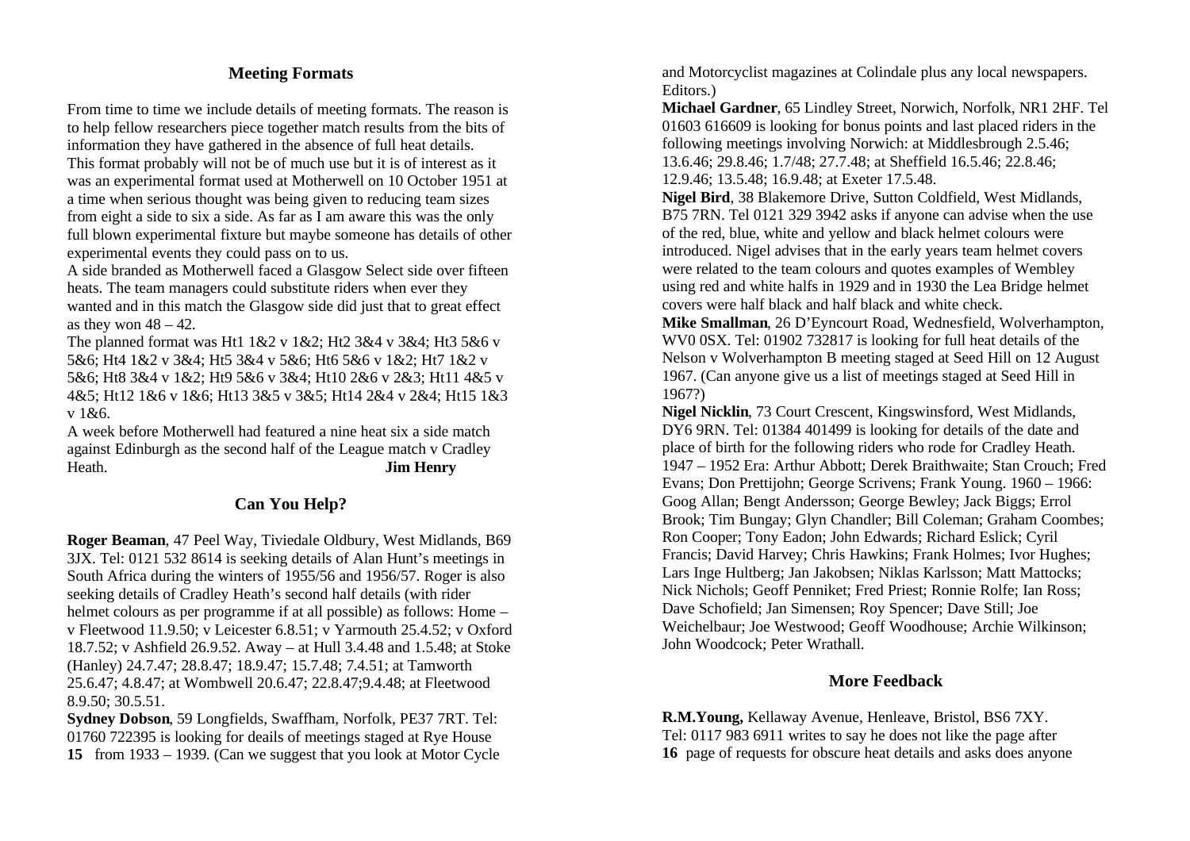## Meeting Formats

From time to time we include details of meeting formats. The reason is to help fellow researchers piece together match results from the bits of information they have gathered in the absence of full heat details.
This format probably will not be of much use but it is of interest as it was an experimental format used at Motherwell on 10 October 1951 at a time when serious thought was being given to reducing team sizes from eight a side to six a side. As far as I am aware this was the only full blown experimental fixture but maybe someone has details of other experimental events they could pass on to us.
A side branded as Motherwell faced a Glasgow Select side over fifteen heats. The team managers could substitute riders when ever they wanted and in this match the Glasgow side did just that to great effect as they won 48 – 42.
The planned format was Ht1 1&2 v 1&2; Ht2 3&4 v 3&4; Ht3 5&6 v 5&6; Ht4 1&2 v 3&4; Ht5 3&4 v 5&6; Ht6 5&6 v 1&2; Ht7 1&2 v 5&6; Ht8 3&4 v 1&2; Ht9 5&6 v 3&4; Ht10 2&6 v 2&3; Ht11 4&5 v 4&5; Ht12 1&6 v 1&6; Ht13 3&5 v 3&5; Ht14 2&4 v 2&4; Ht15 1&3 v 1&6.
A week before Motherwell had featured a nine heat six a side match against Edinburgh as the second half of the League match v Cradley Heath. **Jim Henry**

## Can You Help?

**Roger Beaman**, 47 Peel Way, Tiviedale Oldbury, West Midlands, B69 3JX. Tel: 0121 532 8614 is seeking details of Alan Hunt's meetings in South Africa during the winters of 1955/56 and 1956/57. Roger is also seeking details of Cradley Heath's second half details (with rider helmet colours as per programme if at all possible) as follows: Home – v Fleetwood 11.9.50; v Leicester 6.8.51; v Yarmouth 25.4.52; v Oxford 18.7.52; v Ashfield 26.9.52. Away – at Hull 3.4.48 and 1.5.48; at Stoke (Hanley) 24.7.47; 28.8.47; 18.9.47; 15.7.48; 7.4.51; at Tamworth 25.6.47; 4.8.47; at Wombwell 20.6.47; 22.8.47;9.4.48; at Fleetwood 8.9.50; 30.5.51.

**Sydney Dobson**, 59 Longfields, Swaffham, Norfolk, PE37 7RT. Tel: 01760 722395 is looking for deails of meetings staged at Rye House from 1933 – 1939. (Can we suggest that you look at Motor Cycle and Motorcyclist magazines at Colindale plus any local newspapers. Editors.)

**Michael Gardner**, 65 Lindley Street, Norwich, Norfolk, NR1 2HF. Tel 01603 616609 is looking for bonus points and last placed riders in the following meetings involving Norwich: at Middlesbrough 2.5.46; 13.6.46; 29.8.46; 1.7/48; 27.7.48; at Sheffield 16.5.46; 22.8.46; 12.9.46; 13.5.48; 16.9.48; at Exeter 17.5.48.

**Nigel Bird**, 38 Blakemore Drive, Sutton Coldfield, West Midlands, B75 7RN. Tel 0121 329 3942 asks if anyone can advise when the use of the red, blue, white and yellow and black helmet colours were introduced. Nigel advises that in the early years team helmet covers were related to the team colours and quotes examples of Wembley using red and white halfs in 1929 and in 1930 the Lea Bridge helmet covers were half black and half black and white check.

**Mike Smallman**, 26 D'Eyncourt Road, Wednesfield, Wolverhampton, WV0 0SX. Tel: 01902 732817 is looking for full heat details of the Nelson v Wolverhampton B meeting staged at Seed Hill on 12 August 1967. (Can anyone give us a list of meetings staged at Seed Hill in 1967?)

**Nigel Nicklin**, 73 Court Crescent, Kingswinsford, West Midlands, DY6 9RN. Tel: 01384 401499 is looking for details of the date and place of birth for the following riders who rode for Cradley Heath. 1947 – 1952 Era: Arthur Abbott; Derek Braithwaite; Stan Crouch; Fred Evans; Don Prettijohn; George Scrivens; Frank Young. 1960 – 1966: Goog Allan; Bengt Andersson; George Bewley; Jack Biggs; Errol Brook; Tim Bungay; Glyn Chandler; Bill Coleman; Graham Coombes; Ron Cooper; Tony Eadon; John Edwards; Richard Eslick; Cyril Francis; David Harvey; Chris Hawkins; Frank Holmes; Ivor Hughes; Lars Inge Hultberg; Jan Jakobsen; Niklas Karlsson; Matt Mattocks; Nick Nichols; Geoff Penniket; Fred Priest; Ronnie Rolfe; Ian Ross; Dave Schofield; Jan Simensen; Roy Spencer; Dave Still; Joe Weichelbaur; Joe Westwood; Geoff Woodhouse; Archie Wilkinson; John Woodcock; Peter Wrathall.

## More Feedback

**R.M.Young,** Kellaway Avenue, Henleave, Bristol, BS6 7XY. Tel: 0117 983 6911 writes to say he does not like the page after page of requests for obscure heat details and asks does anyone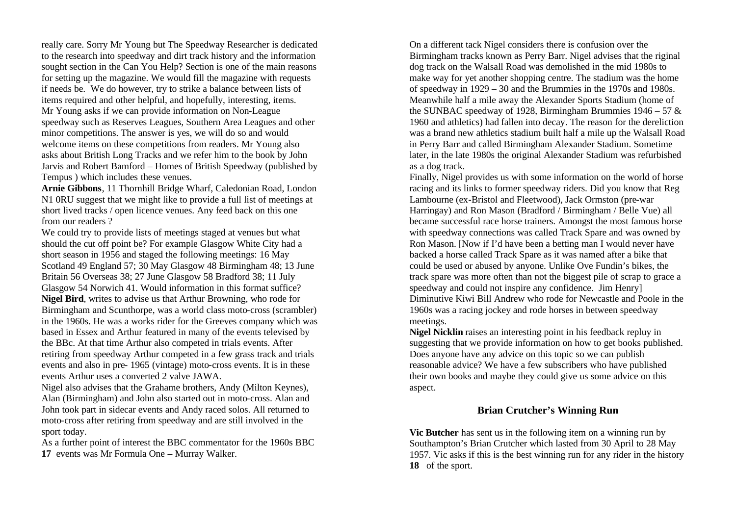really care. Sorry Mr Young but The Speedway Researcher is dedicated to the research into speedway and dirt track history and the information sought section in the Can You Help? Section is one of the main reasons for setting up the magazine. We would fill the magazine with requests if needs be. We do however, try to strike a balance between lists of items required and other helpful, and hopefully, interesting, items.
Mr Young asks if we can provide information on Non-League speedway such as Reserves Leagues, Southern Area Leagues and other minor competitions. The answer is yes, we will do so and would welcome items on these competitions from readers. Mr Young also asks about British Long Tracks and we refer him to the book by John Jarvis and Robert Bamford – Homes of British Speedway (published by Tempus ) which includes these venues.

**Arnie Gibbons**, 11 Thornhill Bridge Wharf, Caledonian Road, London N1 0RU suggest that we might like to provide a full list of meetings at short lived tracks / open licence venues. Any feed back on this one from our readers ?

We could try to provide lists of meetings staged at venues but what should the cut off point be? For example Glasgow White City had a short season in 1956 and staged the following meetings: 16 May Scotland 49 England 57; 30 May Glasgow 48 Birmingham 48; 13 June Britain 56 Overseas 38; 27 June Glasgow 58 Bradford 38; 11 July Glasgow 54 Norwich 41. Would information in this format suffice?

**Nigel Bird**, writes to advise us that Arthur Browning, who rode for Birmingham and Scunthorpe, was a world class moto-cross (scrambler) in the 1960s. He was a works rider for the Greeves company which was based in Essex and Arthur featured in many of the events televised by the BBc. At that time Arthur also competed in trials events. After retiring from speedway Arthur competed in a few grass track and trials events and also in pre- 1965 (vintage) moto-cross events. It is in these events Arthur uses a converted 2 valve JAWA.

Nigel also advises that the Grahame brothers, Andy (Milton Keynes), Alan (Birmingham) and John also started out in moto-cross. Alan and John took part in sidecar events and Andy raced solos. All returned to moto-cross after retiring from speedway and are still involved in the sport today.

As a further point of interest the BBC commentator for the 1960s BBC events was Mr Formula One – Murray Walker.

On a different tack Nigel considers there is confusion over the Birmingham tracks known as Perry Barr. Nigel advises that the riginal dog track on the Walsall Road was demolished in the mid 1980s to make way for yet another shopping centre. The stadium was the home of speedway in 1929 – 30 and the Brummies in the 1970s and 1980s. Meanwhile half a mile away the Alexander Sports Stadium (home of the SUNBAC speedway of 1928, Birmingham Brummies 1946 – 57 & 1960 and athletics) had fallen into decay. The reason for the dereliction was a brand new athletics stadium built half a mile up the Walsall Road in Perry Barr and called Birmingham Alexander Stadium. Sometime later, in the late 1980s the original Alexander Stadium was refurbished as a dog track.

Finally, Nigel provides us with some information on the world of horse racing and its links to former speedway riders. Did you know that Reg Lambourne (ex-Bristol and Fleetwood), Jack Ormston (pre-war Harringay) and Ron Mason (Bradford / Birmingham / Belle Vue) all became successful race horse trainers. Amongst the most famous horse with speedway connections was called Track Spare and was owned by Ron Mason. [Now if I'd have been a betting man I would never have backed a horse called Track Spare as it was named after a bike that could be used or abused by anyone. Unlike Ove Fundin's bikes, the track spare was more often than not the biggest pile of scrap to grace a speedway and could not inspire any confidence. Jim Henry]

Diminutive Kiwi Bill Andrew who rode for Newcastle and Poole in the 1960s was a racing jockey and rode horses in between speedway meetings.

**Nigel Nicklin** raises an interesting point in his feedback repluy in suggesting that we provide information on how to get books published. Does anyone have any advice on this topic so we can publish reasonable advice? We have a few subscribers who have published their own books and maybe they could give us some advice on this aspect.

## Brian Crutcher's Winning Run

**Vic Butcher** has sent us in the following item on a winning run by Southampton's Brian Crutcher which lasted from 30 April to 28 May 1957. Vic asks if this is the best winning run for any rider in the history of the sport.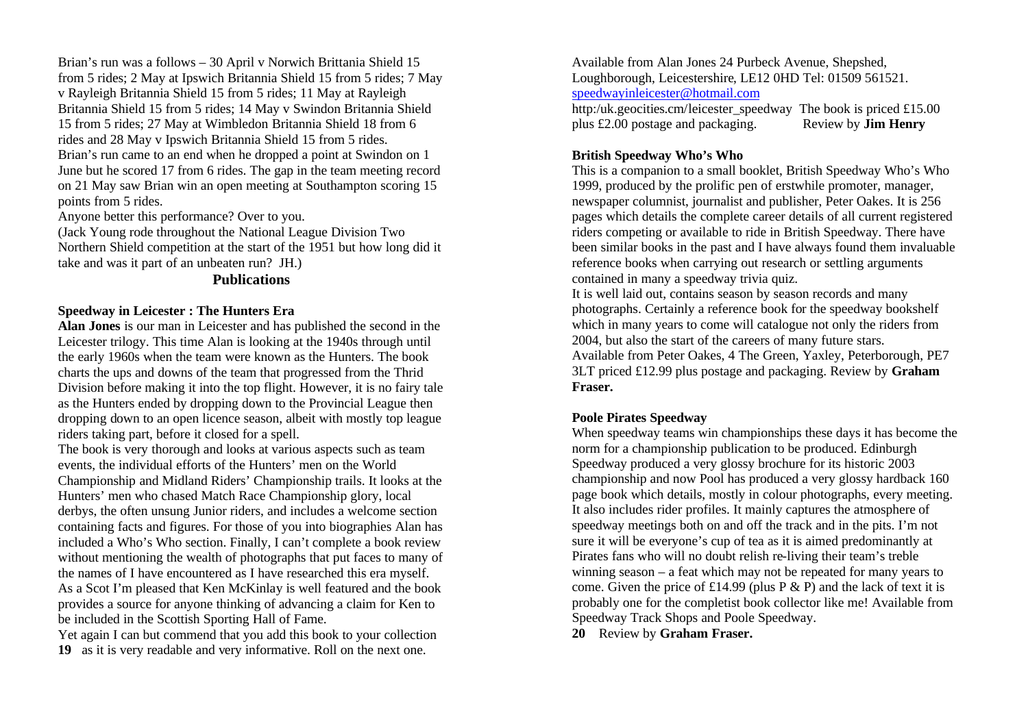Brian's run was a follows – 30 April v Norwich Brittania Shield 15 from 5 rides; 2 May at Ipswich Britannia Shield 15 from 5 rides; 7 May v Rayleigh Britannia Shield 15 from 5 rides; 11 May at Rayleigh Britannia Shield 15 from 5 rides; 14 May v Swindon Britannia Shield 15 from 5 rides; 27 May at Wimbledon Britannia Shield 18 from 6 rides and 28 May v Ipswich Britannia Shield 15 from 5 rides. Brian's run came to an end when he dropped a point at Swindon on 1 June but he scored 17 from 6 rides. The gap in the team meeting record on 21 May saw Brian win an open meeting at Southampton scoring 15 points from 5 rides.

Anyone better this performance? Over to you.

(Jack Young rode throughout the National League Division Two Northern Shield competition at the start of the 1951 but how long did it take and was it part of an unbeaten run? JH.)

## Publications

### Speedway in Leicester : The Hunters Era

**Alan Jones** is our man in Leicester and has published the second in the Leicester trilogy. This time Alan is looking at the 1940s through until the early 1960s when the team were known as the Hunters. The book charts the ups and downs of the team that progressed from the Thrid Division before making it into the top flight. However, it is no fairy tale as the Hunters ended by dropping down to the Provincial League then dropping down to an open licence season, albeit with mostly top league riders taking part, before it closed for a spell.

The book is very thorough and looks at various aspects such as team events, the individual efforts of the Hunters' men on the World Championship and Midland Riders' Championship trails. It looks at the Hunters' men who chased Match Race Championship glory, local derbys, the often unsung Junior riders, and includes a welcome section containing facts and figures. For those of you into biographies Alan has included a Who's Who section. Finally, I can't complete a book review without mentioning the wealth of photographs that put faces to many of the names of I have encountered as I have researched this era myself.

As a Scot I'm pleased that Ken McKinlay is well featured and the book provides a source for anyone thinking of advancing a claim for Ken to be included in the Scottish Sporting Hall of Fame.

Yet again I can but commend that you add this book to your collection as it is very readable and very informative. Roll on the next one.

Available from Alan Jones 24 Purbeck Avenue, Shepshed, Loughborough, Leicestershire, LE12 0HD Tel: 01509 561521. speedwayinleicester@hotmail.com
http:/uk.geocities.cm/leicester_speedway The book is priced £15.00 plus £2.00 postage and packaging. Review by **Jim Henry**

### British Speedway Who's Who

This is a companion to a small booklet, British Speedway Who's Who 1999, produced by the prolific pen of erstwhile promoter, manager, newspaper columnist, journalist and publisher, Peter Oakes. It is 256 pages which details the complete career details of all current registered riders competing or available to ride in British Speedway. There have been similar books in the past and I have always found them invaluable reference books when carrying out research or settling arguments contained in many a speedway trivia quiz.

It is well laid out, contains season by season records and many photographs. Certainly a reference book for the speedway bookshelf which in many years to come will catalogue not only the riders from 2004, but also the start of the careers of many future stars.

Available from Peter Oakes, 4 The Green, Yaxley, Peterborough, PE7 3LT priced £12.99 plus postage and packaging. Review by **Graham Fraser.**

### Poole Pirates Speedway

When speedway teams win championships these days it has become the norm for a championship publication to be produced. Edinburgh Speedway produced a very glossy brochure for its historic 2003 championship and now Pool has produced a very glossy hardback 160 page book which details, mostly in colour photographs, every meeting. It also includes rider profiles. It mainly captures the atmosphere of speedway meetings both on and off the track and in the pits. I'm not sure it will be everyone's cup of tea as it is aimed predominantly at Pirates fans who will no doubt relish re-living their team's treble winning season – a feat which may not be repeated for many years to come. Given the price of £14.99 (plus P & P) and the lack of text it is probably one for the completist book collector like me! Available from Speedway Track Shops and Poole Speedway.

Review by **Graham Fraser.**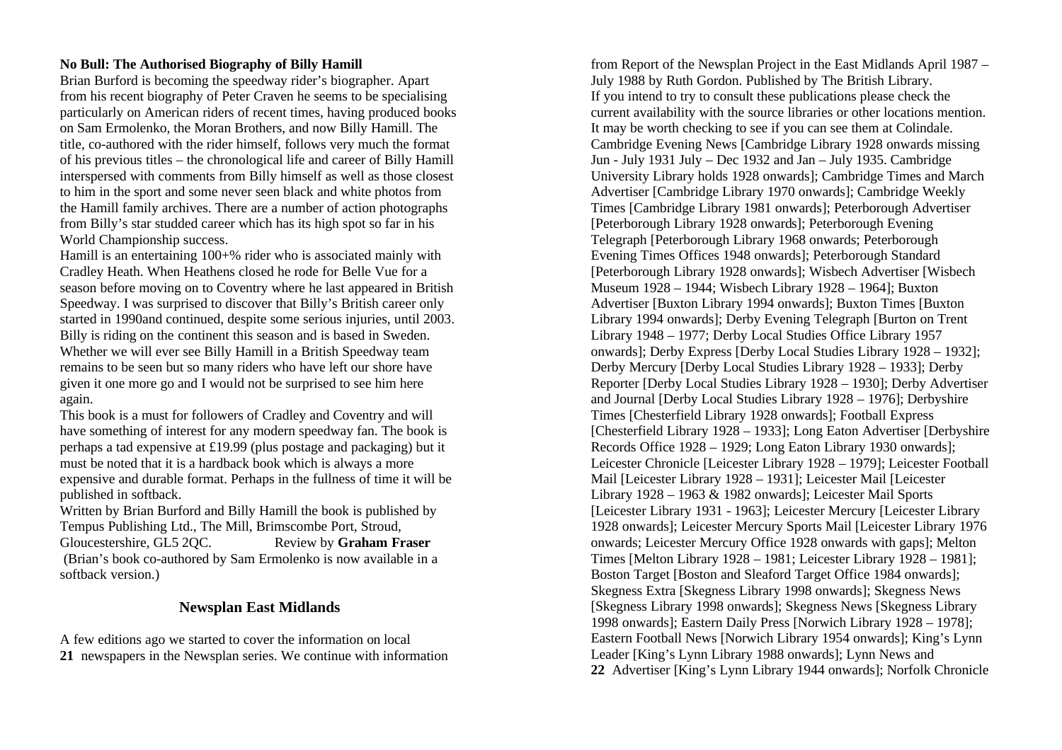**No Bull: The Authorised Biography of Billy Hamill**

Brian Burford is becoming the speedway rider's biographer. Apart from his recent biography of Peter Craven he seems to be specialising particularly on American riders of recent times, having produced books on Sam Ermolenko, the Moran Brothers, and now Billy Hamill. The title, co-authored with the rider himself, follows very much the format of his previous titles – the chronological life and career of Billy Hamill interspersed with comments from Billy himself as well as those closest to him in the sport and some never seen black and white photos from the Hamill family archives. There are a number of action photographs from Billy's star studded career which has its high spot so far in his World Championship success.

Hamill is an entertaining 100+% rider who is associated mainly with Cradley Heath. When Heathens closed he rode for Belle Vue for a season before moving on to Coventry where he last appeared in British Speedway. I was surprised to discover that Billy's British career only started in 1990and continued, despite some serious injuries, until 2003. Billy is riding on the continent this season and is based in Sweden. Whether we will ever see Billy Hamill in a British Speedway team remains to be seen but so many riders who have left our shore have given it one more go and I would not be surprised to see him here again.

This book is a must for followers of Cradley and Coventry and will have something of interest for any modern speedway fan. The book is perhaps a tad expensive at £19.99 (plus postage and packaging) but it must be noted that it is a hardback book which is always a more expensive and durable format. Perhaps in the fullness of time it will be published in softback.

Written by Brian Burford and Billy Hamill the book is published by Tempus Publishing Ltd., The Mill, Brimscombe Port, Stroud, Gloucestershire, GL5 2QC. Review by **Graham Fraser**

(Brian's book co-authored by Sam Ermolenko is now available in a softback version.)

## Newsplan East Midlands

A few editions ago we started to cover the information on local newspapers in the Newsplan series. We continue with information from Report of the Newsplan Project in the East Midlands April 1987 – July 1988 by Ruth Gordon. Published by The British Library.

If you intend to try to consult these publications please check the current availability with the source libraries or other locations mention. It may be worth checking to see if you can see them at Colindale.

Cambridge Evening News [Cambridge Library 1928 onwards missing Jun - July 1931 July – Dec 1932 and Jan – July 1935. Cambridge University Library holds 1928 onwards]; Cambridge Times and March Advertiser [Cambridge Library 1970 onwards]; Cambridge Weekly Times [Cambridge Library 1981 onwards]; Peterborough Advertiser [Peterborough Library 1928 onwards]; Peterborough Evening Telegraph [Peterborough Library 1968 onwards; Peterborough Evening Times Offices 1948 onwards]; Peterborough Standard [Peterborough Library 1928 onwards]; Wisbech Advertiser [Wisbech Museum 1928 – 1944; Wisbech Library 1928 – 1964]; Buxton Advertiser [Buxton Library 1994 onwards]; Buxton Times [Buxton Library 1994 onwards]; Derby Evening Telegraph [Burton on Trent Library 1948 – 1977; Derby Local Studies Office Library 1957 onwards]; Derby Express [Derby Local Studies Library 1928 – 1932]; Derby Mercury [Derby Local Studies Library 1928 – 1933]; Derby Reporter [Derby Local Studies Library 1928 – 1930]; Derby Advertiser and Journal [Derby Local Studies Library 1928 – 1976]; Derbyshire Times [Chesterfield Library 1928 onwards]; Football Express [Chesterfield Library 1928 – 1933]; Long Eaton Advertiser [Derbyshire Records Office 1928 – 1929; Long Eaton Library 1930 onwards]; Leicester Chronicle [Leicester Library 1928 – 1979]; Leicester Football Mail [Leicester Library 1928 – 1931]; Leicester Mail [Leicester Library 1928 – 1963 & 1982 onwards]; Leicester Mail Sports [Leicester Library 1931 - 1963]; Leicester Mercury [Leicester Library 1928 onwards]; Leicester Mercury Sports Mail [Leicester Library 1976 onwards; Leicester Mercury Office 1928 onwards with gaps]; Melton Times [Melton Library 1928 – 1981; Leicester Library 1928 – 1981]; Boston Target [Boston and Sleaford Target Office 1984 onwards]; Skegness Extra [Skegness Library 1998 onwards]; Skegness News [Skegness Library 1998 onwards]; Skegness News [Skegness Library 1998 onwards]; Eastern Daily Press [Norwich Library 1928 – 1978]; Eastern Football News [Norwich Library 1954 onwards]; King's Lynn Leader [King's Lynn Library 1988 onwards]; Lynn News and Advertiser [King's Lynn Library 1944 onwards]; Norfolk Chronicle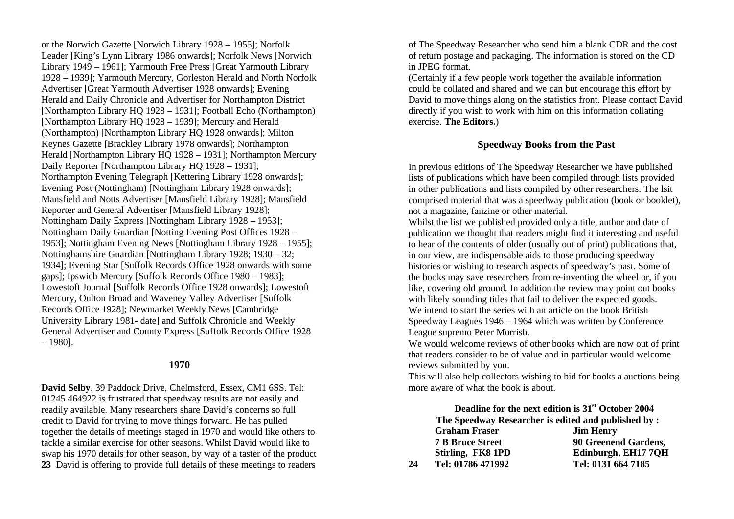or the Norwich Gazette [Norwich Library 1928 – 1955]; Norfolk Leader [King's Lynn Library 1986 onwards]; Norfolk News [Norwich Library 1949 – 1961]; Yarmouth Free Press [Great Yarmouth Library 1928 – 1939]; Yarmouth Mercury, Gorleston Herald and North Norfolk Advertiser [Great Yarmouth Advertiser 1928 onwards]; Evening Herald and Daily Chronicle and Advertiser for Northampton District [Northampton Library HQ 1928 – 1931]; Football Echo (Northampton) [Northampton Library HQ 1928 – 1939]; Mercury and Herald (Northampton) [Northampton Library HQ 1928 onwards]; Milton Keynes Gazette [Brackley Library 1978 onwards]; Northampton Herald [Northampton Library HQ 1928 – 1931]; Northampton Mercury Daily Reporter [Northampton Library HQ 1928 – 1931]; Northampton Evening Telegraph [Kettering Library 1928 onwards]; Evening Post (Nottingham) [Nottingham Library 1928 onwards]; Mansfield and Notts Advertiser [Mansfield Library 1928]; Mansfield Reporter and General Advertiser [Mansfield Library 1928]; Nottingham Daily Express [Nottingham Library 1928 – 1953]; Nottingham Daily Guardian [Notting Evening Post Offices 1928 – 1953]; Nottingham Evening News [Nottingham Library 1928 – 1955]; Nottinghamshire Guardian [Nottingham Library 1928; 1930 – 32; 1934]; Evening Star [Suffolk Records Office 1928 onwards with some gaps]; Ipswich Mercury [Suffolk Records Office 1980 – 1983]; Lowestoft Journal [Suffolk Records Office 1928 onwards]; Lowestoft Mercury, Oulton Broad and Waveney Valley Advertiser [Suffolk Records Office 1928]; Newmarket Weekly News [Cambridge University Library 1981- date] and Suffolk Chronicle and Weekly General Advertiser and County Express [Suffolk Records Office 1928 – 1980].

## 1970

**David Selby**, 39 Paddock Drive, Chelmsford, Essex, CM1 6SS. Tel: 01245 464922 is frustrated that speedway results are not easily and readily available. Many researchers share David's concerns so full credit to David for trying to move things forward. He has pulled together the details of meetings staged in 1970 and would like others to tackle a similar exercise for other seasons. Whilst David would like to swap his 1970 details for other season, by way of a taster of the product David is offering to provide full details of these meetings to readers of The Speedway Researcher who send him a blank CDR and the cost of return postage and packaging. The information is stored on the CD in JPEG format.

(Certainly if a few people work together the available information could be collated and shared and we can but encourage this effort by David to move things along on the statistics front. Please contact David directly if you wish to work with him on this information collating exercise. **The Editors.**)

## Speedway Books from the Past

In previous editions of The Speedway Researcher we have published lists of publications which have been compiled through lists provided in other publications and lists compiled by other researchers. The lsit comprised material that was a speedway publication (book or booklet), not a magazine, fanzine or other material.

Whilst the list we published provided only a title, author and date of publication we thought that readers might find it interesting and useful to hear of the contents of older (usually out of print) publications that, in our view, are indispensable aids to those producing speedway histories or wishing to research aspects of speedway's past. Some of the books may save researchers from re-inventing the wheel or, if you like, covering old ground. In addition the review may point out books with likely sounding titles that fail to deliver the expected goods.

We intend to start the series with an article on the book British Speedway Leagues 1946 – 1964 which was written by Conference League supremo Peter Morrish.

We would welcome reviews of other books which are now out of print that readers consider to be of value and in particular would welcome reviews submitted by you.

This will also help collectors wishing to bid for books a auctions being more aware of what the book is about.

**Deadline for the next edition is 31st October 2004**

**The Speedway Researcher is edited and published by :**

| **Graham Fraser** | **Jim Henry** |
|---|---|
| **7 B Bruce Street** | **90 Greenend Gardens,** |
| **Stirling, FK8 1PD** | **Edinburgh, EH17 7QH** |
| **Tel: 01786 471992** | **Tel: 0131 664 7185** |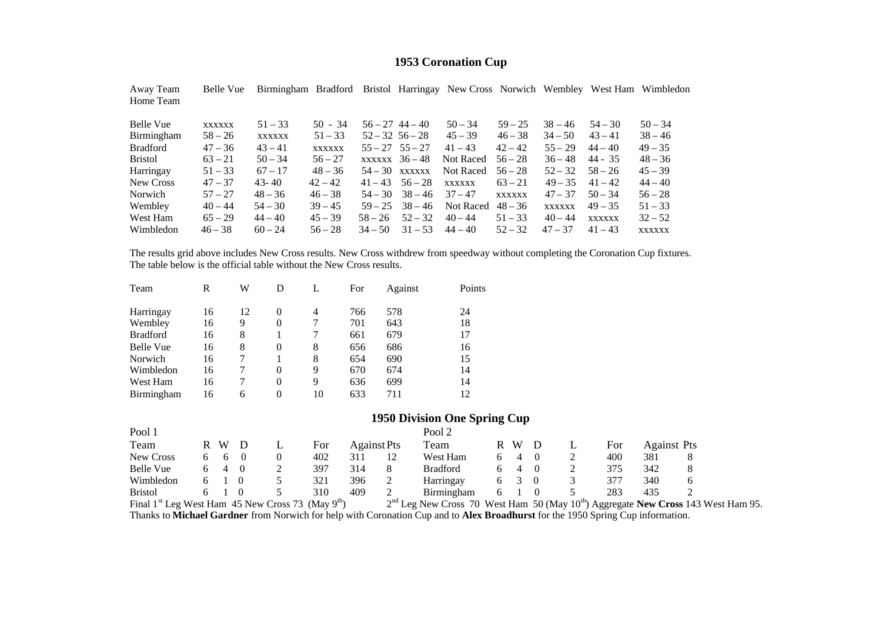## 1953 Coronation Cup

| Away Team / Home Team | Belle Vue | Birmingham | Bradford | Bristol | Harringay | New Cross | Norwich | Wembley | West Ham | Wimbledon |
|---|---|---|---|---|---|---|---|---|---|---|
| Belle Vue | xxxxxx | 51 – 33 | 50 - 34 | 56 – 27 | 44 – 40 | 50 – 34 | 59 – 25 | 38 – 46 | 54 – 30 | 50 – 34 |
| Birmingham | 58 – 26 | xxxxxx | 51 – 33 | 52 – 32 | 56 – 28 | 45 – 39 | 46 – 38 | 34 – 50 | 43 – 41 | 38 – 46 |
| Bradford | 47 – 36 | 43 – 41 | xxxxxx | 55 – 27 | 55 – 27 | 41 – 43 | 42 – 42 | 55 – 29 | 44 – 40 | 49 – 35 |
| Bristol | 63 – 21 | 50 – 34 | 56 – 27 | xxxxxx | 36 – 48 | Not Raced | 56 – 28 | 36 – 48 | 44 - 35 | 48 – 36 |
| Harringay | 51 – 33 | 67 – 17 | 48 – 36 | 54 – 30 | xxxxxx | Not Raced | 56 – 28 | 52 – 32 | 58 – 26 | 45 – 39 |
| New Cross | 47 – 37 | 43- 40 | 42 – 42 | 41 – 43 | 56 – 28 | xxxxxx | 63 – 21 | 49 – 35 | 41 – 42 | 44 – 40 |
| Norwich | 57 – 27 | 48 – 36 | 46 – 38 | 54 – 30 | 38 – 46 | 37 – 47 | xxxxxx | 47 – 37 | 50 – 34 | 56 – 28 |
| Wembley | 40 – 44 | 54 – 30 | 39 – 45 | 59 – 25 | 38 – 46 | Not Raced | 48 – 36 | xxxxxx | 49 – 35 | 51 – 33 |
| West Ham | 65 – 29 | 44 – 40 | 45 – 39 | 58 – 26 | 52 – 32 | 40 – 44 | 51 – 33 | 40 – 44 | xxxxxx | 32 – 52 |
| Wimbledon | 46 – 38 | 60 – 24 | 56 – 28 | 34 – 50 | 31 – 53 | 44 – 40 | 52 – 32 | 47 – 37 | 41 – 43 | xxxxxx |

The results grid above includes New Cross results. New Cross withdrew from speedway without completing the Coronation Cup fixtures.
The table below is the official table without the New Cross results.

| Team | R | W | D | L | For | Against | Points |
|---|---|---|---|---|---|---|---|
| Harringay | 16 | 12 | 0 | 4 | 766 | 578 | 24 |
| Wembley | 16 | 9 | 0 | 7 | 701 | 643 | 18 |
| Bradford | 16 | 8 | 1 | 7 | 661 | 679 | 17 |
| Belle Vue | 16 | 8 | 0 | 8 | 656 | 686 | 16 |
| Norwich | 16 | 7 | 1 | 8 | 654 | 690 | 15 |
| Wimbledon | 16 | 7 | 0 | 9 | 670 | 674 | 14 |
| West Ham | 16 | 7 | 0 | 9 | 636 | 699 | 14 |
| Birmingham | 16 | 6 | 0 | 10 | 633 | 711 | 12 |

## 1950 Division One Spring Cup

Pool 1

| Team | R | W | D | L | For | Against | Pts |
|---|---|---|---|---|---|---|---|
| New Cross | 6 | 6 | 0 | 0 | 402 | 311 | 12 |
| Belle Vue | 6 | 4 | 0 | 2 | 397 | 314 | 8 |
| Wimbledon | 6 | 1 | 0 | 5 | 321 | 396 | 2 |
| Bristol | 6 | 1 | 0 | 5 | 310 | 409 | 2 |

Pool 2

| Team | R | W | D | L | For | Against | Pts |
|---|---|---|---|---|---|---|---|
| West Ham | 6 | 4 | 0 | 2 | 400 | 381 | 8 |
| Bradford | 6 | 4 | 0 | 2 | 375 | 342 | 8 |
| Harringay | 6 | 3 | 0 | 3 | 377 | 340 | 6 |
| Birmingham | 6 | 1 | 0 | 5 | 283 | 435 | 2 |

Final 1st Leg West Ham 45 New Cross 73 (May 9th) 2nd Leg New Cross 70 West Ham 50 (May 10th) Aggregate **New Cross** 143 West Ham 95.

Thanks to **Michael Gardner** from Norwich for help with Coronation Cup and to **Alex Broadhurst** for the 1950 Spring Cup information.